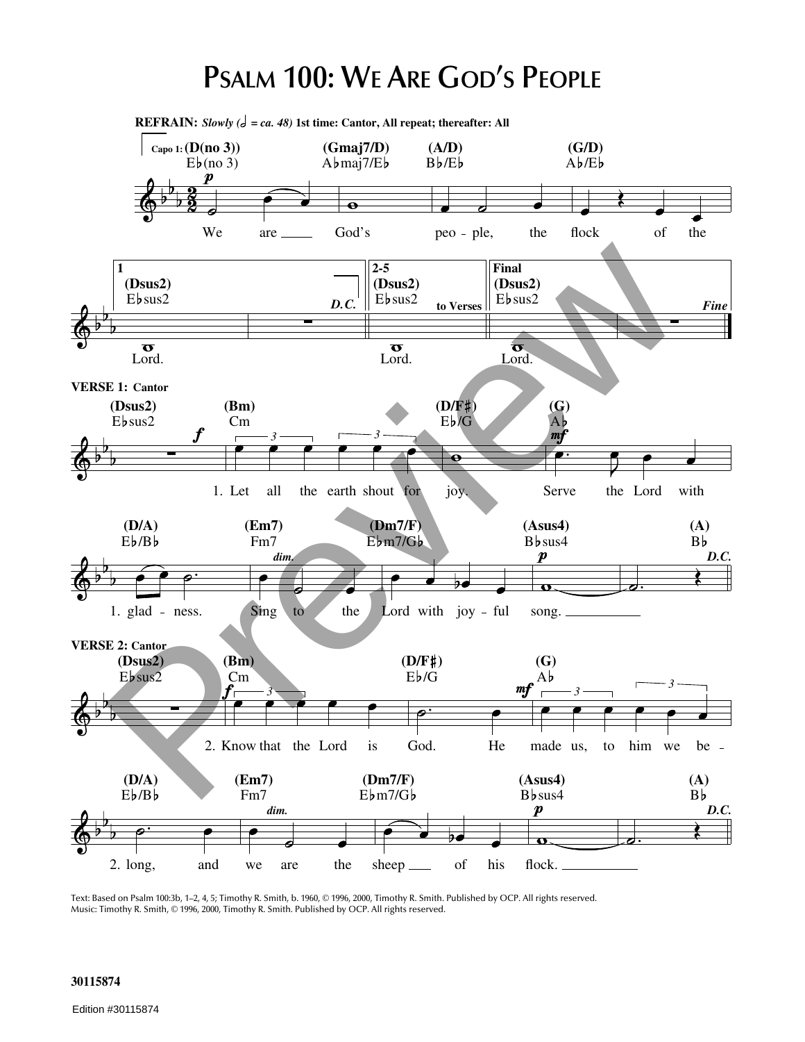# Psalm 100: We Are God's People

**REFRAIN:** *Slowly (𝅗𝅥 = ca. 48)* **1st time: Cantor, All repeat; thereafter: All**

Capo 1: (D(no 3)) E♭(no 3) — (Gmaj7/D) A♭maj7/E♭ — (A/D) B♭/E♭ — (G/D) A♭/E♭

We are God's peo - ple, the flock of the

1 (Dsus2) E♭sus2 — Lord. *D.C.*

2-5 (Dsus2) E♭sus2 — Lord. to Verses

Final (Dsus2) E♭sus2 — Lord. *Fine*

**VERSE 1: Cantor**

(Dsus2) E♭sus2 — (Bm) Cm — (D/F♯) E♭/G — (G) A♭

1. Let all the earth shout for joy. Serve the Lord with

(D/A) E♭/B♭ — (Em7) Fm7 — (Dm7/F) E♭m7/G♭ — (Asus4) B♭sus4 — (A) B♭

1. glad - ness. Sing to the Lord with joy - ful song. *D.C.*

**VERSE 2: Cantor**

(Dsus2) E♭sus2 — (Bm) Cm — (D/F♯) E♭/G — (G) A♭

2. Know that the Lord is God. He made us, to him we be -

(D/A) E♭/B♭ — (Em7) Fm7 — (Dm7/F) E♭m7/G♭ — (Asus4) B♭sus4 — (A) B♭

2. long, and we are the sheep of his flock. *D.C.*

Text: Based on Psalm 100:3b, 1–2, 4, 5; Timothy R. Smith, b. 1960, © 1996, 2000, Timothy R. Smith. Published by OCP. All rights reserved.
Music: Timothy R. Smith, © 1996, 2000, Timothy R. Smith. Published by OCP. All rights reserved.

30115874

Edition #30115874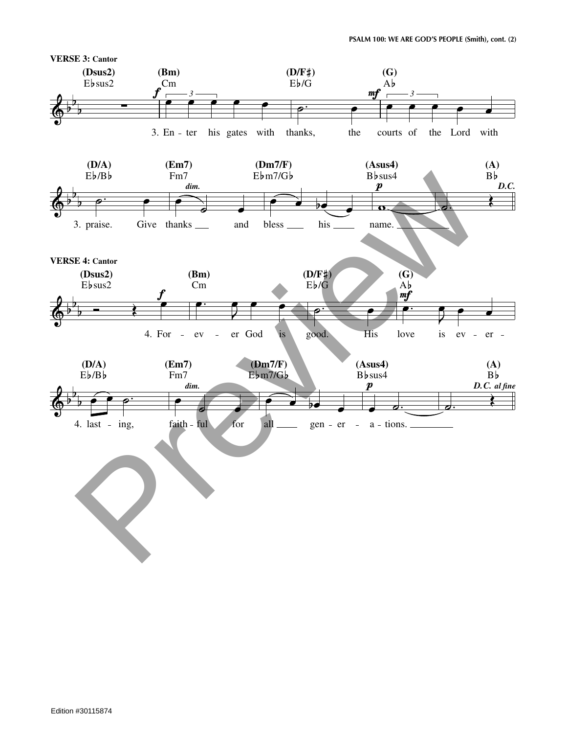**VERSE 3: Cantor**

(Dsus2) E♭sus2 — (Bm) Cm — (D/F♯) E♭/G — (G) A♭

3. En - ter his gates with thanks, the courts of the Lord with

(D/A) E♭/B♭ — (Em7) Fm7 — (Dm7/F) E♭m7/G♭ — (Asus4) B♭sus4 — (A) B♭ *D.C.*

3. praise. Give thanks and bless his name.

**VERSE 4: Cantor**

(Dsus2) E♭sus2 — (Bm) Cm — (D/F♯) E♭/G — (G) A♭

4. For - ev - er God is good. His love is ev - er -

(D/A) E♭/B♭ — (Em7) Fm7 — (Dm7/F) E♭m7/G♭ — (Asus4) B♭sus4 — (A) B♭ *D.C. al fine*

4. last - ing, faith - ful for all gen - er - a - tions.

Edition #30115874